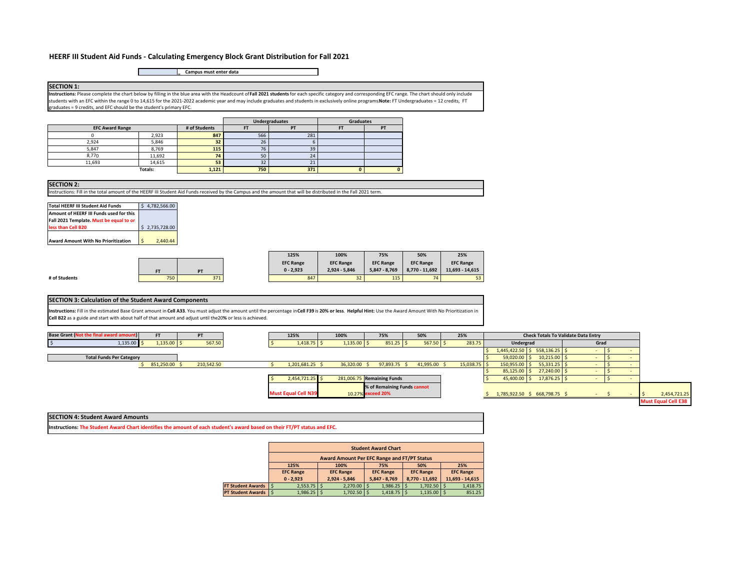# HEERF III Student Aid Funds - Calculating Emergency Block Grant Distribution for Fall 2021

| | Campus must enter data |
|---|---|

## SECTION 1:

**Instructions:** Please complete the chart below by filling in the blue area with the Headcount of **Fall 2021 students** for each specific category and corresponding EFC range. The chart should only include students with an EFC within the range 0 to 14,615 for the 2021-2022 academic year and may include graduates and students in exclusively online programs **Note:** FT Undergraduates = 12 credits, FT graduates = 9 credits, and EFC should be the student's primary EFC.

| EFC Award Range | | # of Students | Undergraduates | | Graduates | |
|---|---|---|---|---|---|---|
| | | | FT | PT | FT | PT |
| 0 | 2,923 | 847 | 566 | 281 | | |
| 2,924 | 5,846 | 32 | 26 | 6 | | |
| 5,847 | 8,769 | 115 | 76 | 39 | | |
| 8,770 | 11,692 | 74 | 50 | 24 | | |
| 11,693 | 14,615 | 53 | 32 | 21 | | |
| | Totals: | 1,121 | 750 | 371 | 0 | 0 |

## SECTION 2:

Instructions: Fill in the total amount of the HEERF III Student Aid Funds received by the Campus and the amount that will be distributed in the Fall 2021 term.

| | |
|---|---|
| Total HEERF III Student Aid Funds | $ 4,782,566.00 |
| Amount of HEERF III Funds used for this Fall 2021 Template. Must be equal to or less than Cell B20 | $ 2,735,728.00 |
| Award Amount With No Prioritization | $ 2,440.44 |

| | FT | PT |
|---|---|---|
| # of Students | 750 | 371 |

| 125% EFC Range 0 - 2,923 | 100% EFC Range 2,924 - 5,846 | 75% EFC Range 5,847 - 8,769 | 50% EFC Range 8,770 - 11,692 | 25% EFC Range 11,693 - 14,615 |
|---|---|---|---|---|
| 847 | 32 | 115 | 74 | 53 |

## SECTION 3: Calculation of the Student Award Components

**Instructions:** Fill in the estimated Base Grant amount in **Cell A33**. You must adjust the amount until the percentage in **Cell F39** is **20% or less**. **Helpful Hint:** Use the Award Amount With No Prioritization in **Cell B22** as a guide and start with about half of that amount and adjust until the 20**%** or less is achieved.

| Base Grant (Not the final award amount) | FT | PT |
|---|---|---|
| $ 1,135.00 | $ 1,135.00 | $ 567.50 |
| Total Funds Per Category | $ 851,250.00 | $ 210,542.50 |

| | 125% | 100% | 75% | 50% | 25% |
|---|---|---|---|---|---|
| | $ 1,418.75 | $ 1,135.00 | $ 851.25 | $ 567.50 | $ 283.75 |
| | $ 1,201,681.25 | $ 36,320.00 | $ 97,893.75 | $ 41,995.00 | $ 15,038.75 |
| | $ 2,454,721.25 | $ 281,006.75 | Remaining Funds | | |
| | Must Equal Cell N39 | 10.27% | % of Remaining Funds cannot exceed 20% | | |

| Check Totals To Validate Data Entry | | | | |
|---|---|---|---|---|
| Undergrad | | Grad | | |
| $ 1,445,422.50 | $ 558,136.25 | $ - | $ - | |
| $ 59,020.00 | $ 10,215.00 | $ - | $ - | |
| $ 150,955.00 | $ 55,331.25 | $ - | $ - | |
| $ 85,125.00 | $ 27,240.00 | $ - | $ - | |
| $ 45,400.00 | $ 17,876.25 | $ - | $ - | |
| $ 1,785,922.50 | $ 668,798.75 | $ - | $ - | $ 2,454,721.25 |
| | | | | Must Equal Cell E38 |

## SECTION 4: Student Award Amounts

**Instructions:** The Student Award Chart identifies the amount of each student's award based on their FT/PT status and EFC.

**Student Award Chart**

**Award Amount Per EFC Range and FT/PT Status**

| | 125% EFC Range 0 - 2,923 | 100% EFC Range 2,924 - 5,846 | 75% EFC Range 5,847 - 8,769 | 50% EFC Range 8,770 - 11,692 | 25% EFC Range 11,693 - 14,615 |
|---|---|---|---|---|---|
| FT Student Awards | $ 2,553.75 | $ 2,270.00 | $ 1,986.25 | $ 1,702.50 | $ 1,418.75 |
| PT Student Awards | $ 1,986.25 | $ 1,702.50 | $ 1,418.75 | $ 1,135.00 | $ 851.25 |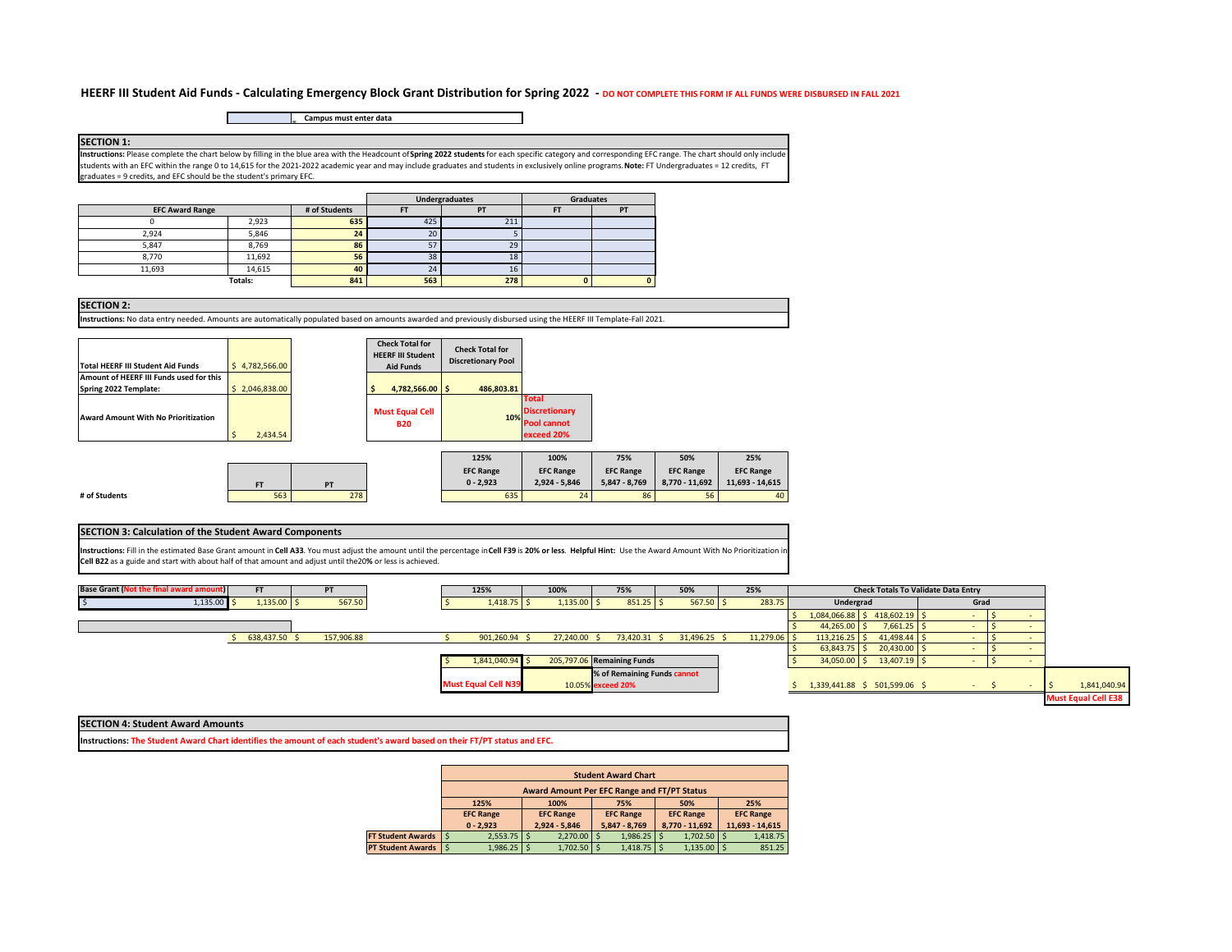# HEERF III Student Aid Funds - Calculating Emergency Block Grant Distribution for Spring 2022 - DO NOT COMPLETE THIS FORM IF ALL FUNDS WERE DISBURSED IN FALL 2021

Campus must enter data

## SECTION 1:

**Instructions:** Please complete the chart below by filling in the blue area with the Headcount of **Spring 2022 students** for each specific category and corresponding EFC range. The chart should only include students with an EFC within the range 0 to 14,615 for the 2021-2022 academic year and may include graduates and students in exclusively online programs. **Note:** FT Undergraduates = 12 credits, FT graduates = 9 credits, and EFC should be the student's primary EFC.

| EFC Award Range | | # of Students | Undergraduates | | Graduates | |
|---|---|---|---|---|---|---|
| | | | FT | PT | FT | PT |
| 0 | 2,923 | 635 | 425 | 211 | | |
| 2,924 | 5,846 | 24 | 20 | 5 | | |
| 5,847 | 8,769 | 86 | 57 | 29 | | |
| 8,770 | 11,692 | 56 | 38 | 18 | | |
| 11,693 | 14,615 | 40 | 24 | 16 | | |
| | Totals: | 841 | 563 | 278 | 0 | 0 |

## SECTION 2:

**Instructions:** No data entry needed. Amounts are automatically populated based on amounts awarded and previously disbursed using the HEERF III Template-Fall 2021.

| | |
|---|---|
| Total HEERF III Student Aid Funds | $ 4,782,566.00 |
| Amount of HEERF III Funds used for this Spring 2022 Template: | $ 2,046,838.00 |
| Award Amount With No Prioritization | $ 2,434.54 |

| Check Total for HEERF III Student Aid Funds | Check Total for Discretionary Pool | |
|---|---|---|
| $ 4,782,566.00 | $ 486,803.81 | |
| Must Equal Cell B20 | 10% | Total Discretionary Pool cannot exceed 20% |

| | FT | PT |
|---|---|---|
| # of Students | 563 | 278 |

| 125% EFC Range 0 - 2,923 | 100% EFC Range 2,924 - 5,846 | 75% EFC Range 5,847 - 8,769 | 50% EFC Range 8,770 - 11,692 | 25% EFC Range 11,693 - 14,615 |
|---|---|---|---|---|
| 635 | 24 | 86 | 56 | 40 |

## SECTION 3: Calculation of the Student Award Components

**Instructions:** Fill in the estimated Base Grant amount in **Cell A33**. You must adjust the amount until the percentage in **Cell F39** is **20% or less**. **Helpful Hint:** Use the Award Amount With No Prioritization in **Cell B22** as a guide and start with about half of that amount and adjust until the20% or less is achieved.

| Base Grant (Not the final award amount) | FT | PT |
|---|---|---|
| $ 1,135.00 | $ 1,135.00 | $ 567.50 |
| | $ 638,437.50 | $ 157,906.88 |

| 125% | 100% | 75% | 50% | 25% |
|---|---|---|---|---|
| $ 1,418.75 | $ 1,135.00 | $ 851.25 | $ 567.50 | $ 283.75 |
| $ 901,260.94 | $ 27,240.00 | $ 73,420.31 | $ 31,496.25 | $ 11,279.06 |
| $ 1,841,040.94 | $ 205,797.06 | Remaining Funds | | |
| Must Equal Cell N39 | 10.05% | % of Remaining Funds cannot exceed 20% | | |

| Check Totals To Validate Data Entry | | | | |
|---|---|---|---|---|
| Undergrad | | Grad | | |
| $ 1,084,066.88 | $ 418,602.19 | $ - | $ - | |
| $ 44,265.00 | $ 7,661.25 | $ - | $ - | |
| $ 113,216.25 | $ 41,498.44 | $ - | $ - | |
| $ 63,843.75 | $ 20,430.00 | $ - | $ - | |
| $ 34,050.00 | $ 13,407.19 | $ - | $ - | |
| $ 1,339,441.88 | $ 501,599.06 | $ - | $ - | $ 1,841,040.94 |
| | | | | Must Equal Cell E38 |

## SECTION 4: Student Award Amounts

**Instructions:** The Student Award Chart identifies the amount of each student's award based on their FT/PT status and EFC.

| Student Award Chart | | | | | |
|---|---|---|---|---|---|
| Award Amount Per EFC Range and FT/PT Status | | | | | |
| | 125% EFC Range 0 - 2,923 | 100% EFC Range 2,924 - 5,846 | 75% EFC Range 5,847 - 8,769 | 50% EFC Range 8,770 - 11,692 | 25% EFC Range 11,693 - 14,615 |
| FT Student Awards | $ 2,553.75 | $ 2,270.00 | $ 1,986.25 | $ 1,702.50 | $ 1,418.75 |
| PT Student Awards | $ 1,986.25 | $ 1,702.50 | $ 1,418.75 | $ 1,135.00 | $ 851.25 |